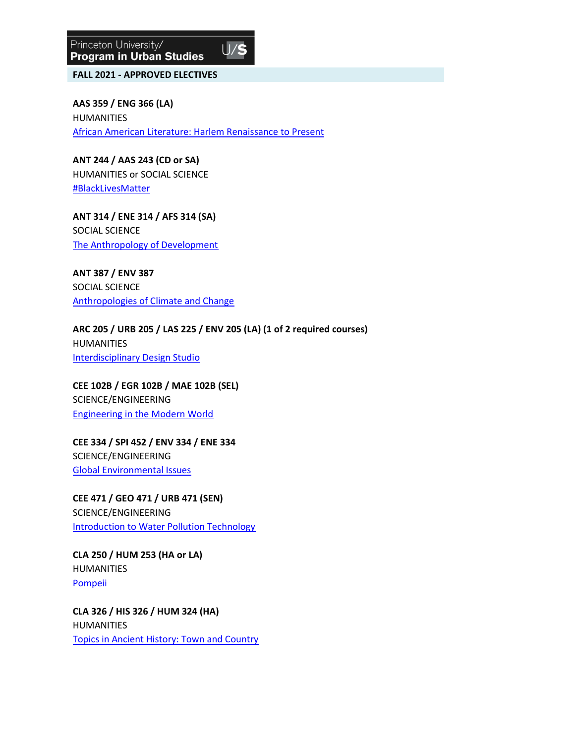# Princeton University/ Program in Urban Studies

## FALL 2021 - APPROVED ELECTIVES

**AAS 359 / ENG 366 (LA)**
HUMANITIES
African American Literature: Harlem Renaissance to Present

**ANT 244 / AAS 243 (CD or SA)**
HUMANITIES or SOCIAL SCIENCE
#BlackLivesMatter

**ANT 314 / ENE 314 / AFS 314 (SA)**
SOCIAL SCIENCE
The Anthropology of Development

**ANT 387 / ENV 387**
SOCIAL SCIENCE
Anthropologies of Climate and Change

**ARC 205 / URB 205 / LAS 225 / ENV 205 (LA) (1 of 2 required courses)**
HUMANITIES
Interdisciplinary Design Studio

**CEE 102B / EGR 102B / MAE 102B (SEL)**
SCIENCE/ENGINEERING
Engineering in the Modern World

**CEE 334 / SPI 452 / ENV 334 / ENE 334**
SCIENCE/ENGINEERING
Global Environmental Issues

**CEE 471 / GEO 471 / URB 471 (SEN)**
SCIENCE/ENGINEERING
Introduction to Water Pollution Technology

**CLA 250 / HUM 253 (HA or LA)**
HUMANITIES
Pompeii

**CLA 326 / HIS 326 / HUM 324 (HA)**
HUMANITIES
Topics in Ancient History: Town and Country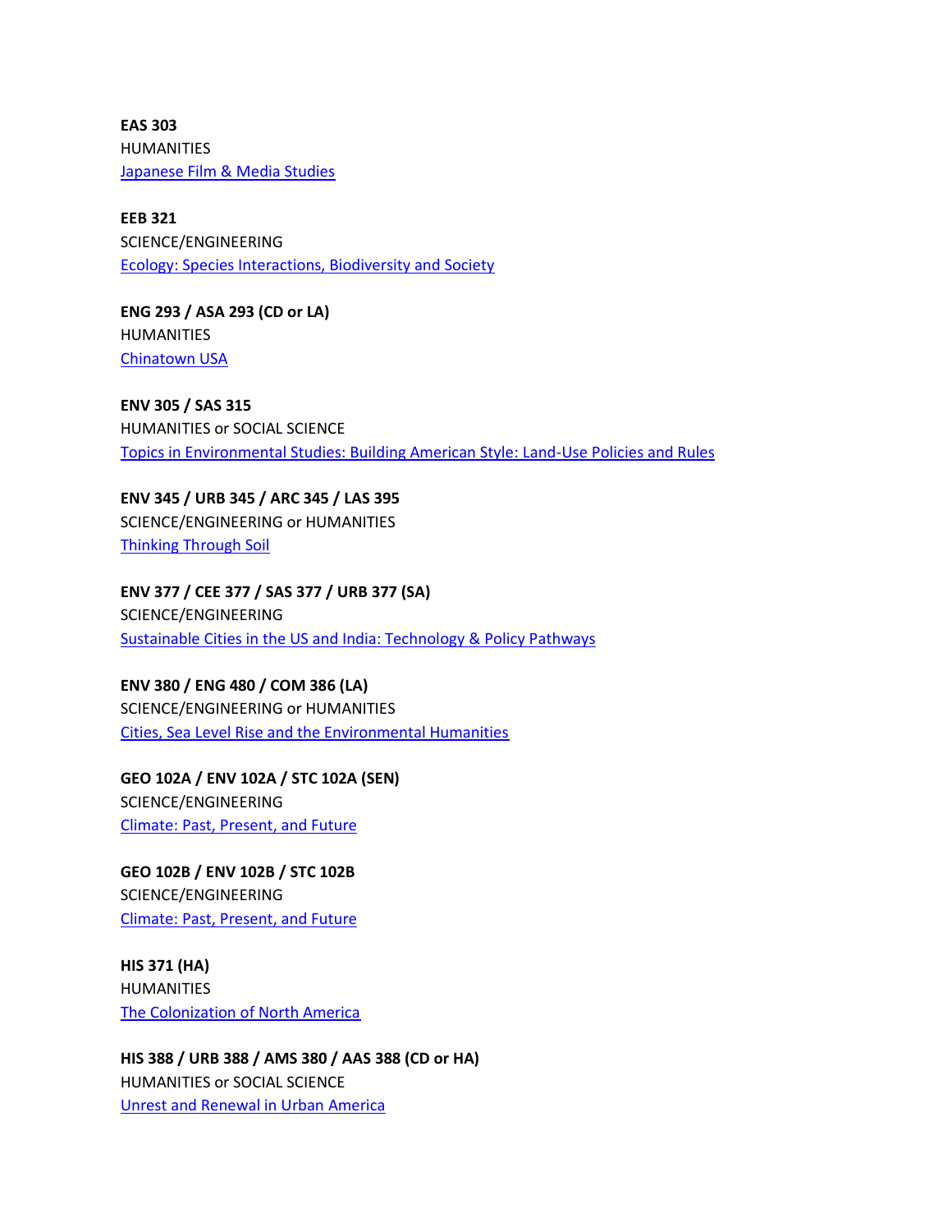**EAS 303**
HUMANITIES
Japanese Film & Media Studies

**EEB 321**
SCIENCE/ENGINEERING
Ecology: Species Interactions, Biodiversity and Society

**ENG 293 / ASA 293 (CD or LA)**
HUMANITIES
Chinatown USA

**ENV 305 / SAS 315**
HUMANITIES or SOCIAL SCIENCE
Topics in Environmental Studies: Building American Style: Land-Use Policies and Rules

**ENV 345 / URB 345 / ARC 345 / LAS 395**
SCIENCE/ENGINEERING or HUMANITIES
Thinking Through Soil

**ENV 377 / CEE 377 / SAS 377 / URB 377 (SA)**
SCIENCE/ENGINEERING
Sustainable Cities in the US and India: Technology & Policy Pathways

**ENV 380 / ENG 480 / COM 386 (LA)**
SCIENCE/ENGINEERING or HUMANITIES
Cities, Sea Level Rise and the Environmental Humanities

**GEO 102A / ENV 102A / STC 102A (SEN)**
SCIENCE/ENGINEERING
Climate: Past, Present, and Future

**GEO 102B / ENV 102B / STC 102B**
SCIENCE/ENGINEERING
Climate: Past, Present, and Future

**HIS 371 (HA)**
HUMANITIES
The Colonization of North America

**HIS 388 / URB 388 / AMS 380 / AAS 388 (CD or HA)**
HUMANITIES or SOCIAL SCIENCE
Unrest and Renewal in Urban America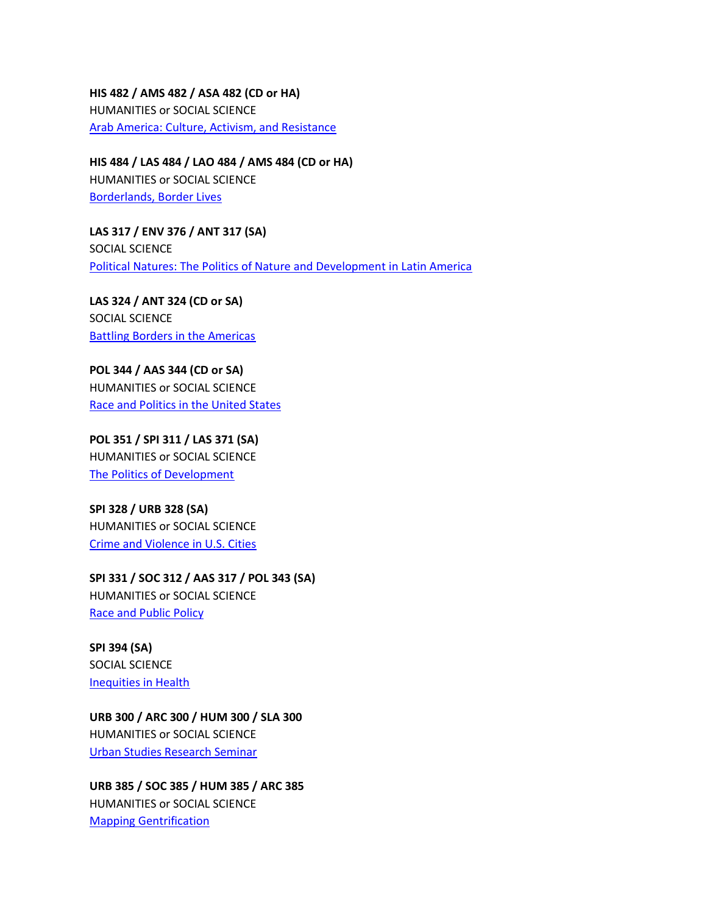**HIS 482 / AMS 482 / ASA 482 (CD or HA)**
HUMANITIES or SOCIAL SCIENCE
Arab America: Culture, Activism, and Resistance

**HIS 484 / LAS 484 / LAO 484 / AMS 484 (CD or HA)**
HUMANITIES or SOCIAL SCIENCE
Borderlands, Border Lives

**LAS 317 / ENV 376 / ANT 317 (SA)**
SOCIAL SCIENCE
Political Natures: The Politics of Nature and Development in Latin America

**LAS 324 / ANT 324 (CD or SA)**
SOCIAL SCIENCE
Battling Borders in the Americas

**POL 344 / AAS 344 (CD or SA)**
HUMANITIES or SOCIAL SCIENCE
Race and Politics in the United States

**POL 351 / SPI 311 / LAS 371 (SA)**
HUMANITIES or SOCIAL SCIENCE
The Politics of Development

**SPI 328 / URB 328 (SA)**
HUMANITIES or SOCIAL SCIENCE
Crime and Violence in U.S. Cities

**SPI 331 / SOC 312 / AAS 317 / POL 343 (SA)**
HUMANITIES or SOCIAL SCIENCE
Race and Public Policy

**SPI 394 (SA)**
SOCIAL SCIENCE
Inequities in Health

**URB 300 / ARC 300 / HUM 300 / SLA 300**
HUMANITIES or SOCIAL SCIENCE
Urban Studies Research Seminar

**URB 385 / SOC 385 / HUM 385 / ARC 385**
HUMANITIES or SOCIAL SCIENCE
Mapping Gentrification